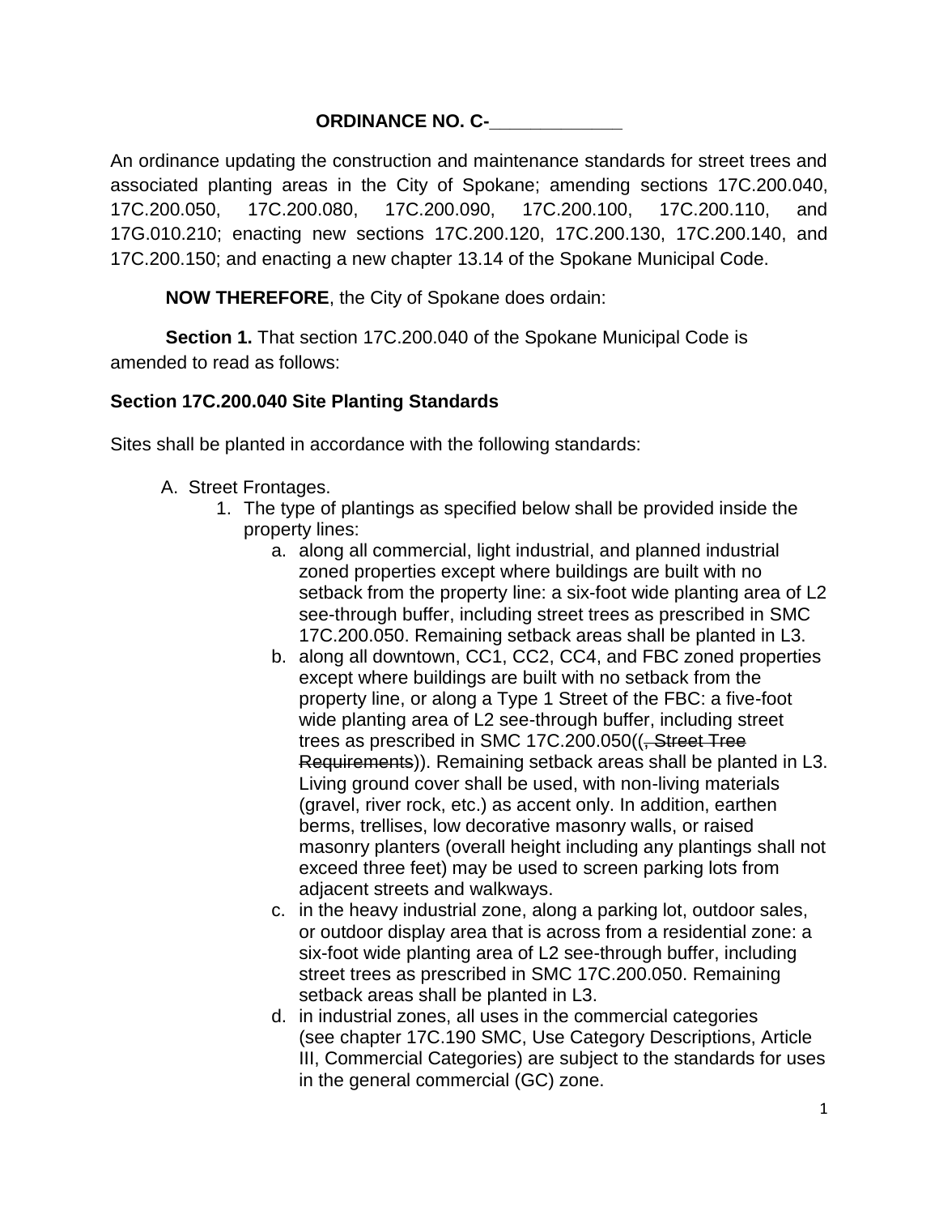**ORDINANCE NO. C-_____________**

An ordinance updating the construction and maintenance standards for street trees and associated planting areas in the City of Spokane; amending sections 17C.200.040, 17C.200.050, 17C.200.080, 17C.200.090, 17C.200.100, 17C.200.110, and 17G.010.210; enacting new sections 17C.200.120, 17C.200.130, 17C.200.140, and 17C.200.150; and enacting a new chapter 13.14 of the Spokane Municipal Code.

**NOW THEREFORE**, the City of Spokane does ordain:

**Section 1.** That section 17C.200.040 of the Spokane Municipal Code is amended to read as follows:

**Section 17C.200.040 Site Planting Standards**

Sites shall be planted in accordance with the following standards:

A. Street Frontages.
   1. The type of plantings as specified below shall be provided inside the property lines:
      a. along all commercial, light industrial, and planned industrial zoned properties except where buildings are built with no setback from the property line: a six-foot wide planting area of L2 see-through buffer, including street trees as prescribed in SMC 17C.200.050. Remaining setback areas shall be planted in L3.
      b. along all downtown, CC1, CC2, CC4, and FBC zoned properties except where buildings are built with no setback from the property line, or along a Type 1 Street of the FBC: a five-foot wide planting area of L2 see-through buffer, including street trees as prescribed in SMC 17C.200.050((~~, Street Tree Requirements~~)). Remaining setback areas shall be planted in L3. Living ground cover shall be used, with non-living materials (gravel, river rock, etc.) as accent only. In addition, earthen berms, trellises, low decorative masonry walls, or raised masonry planters (overall height including any plantings shall not exceed three feet) may be used to screen parking lots from adjacent streets and walkways.
      c. in the heavy industrial zone, along a parking lot, outdoor sales, or outdoor display area that is across from a residential zone: a six-foot wide planting area of L2 see-through buffer, including street trees as prescribed in SMC 17C.200.050. Remaining setback areas shall be planted in L3.
      d. in industrial zones, all uses in the commercial categories (see chapter 17C.190 SMC, Use Category Descriptions, Article III, Commercial Categories) are subject to the standards for uses in the general commercial (GC) zone.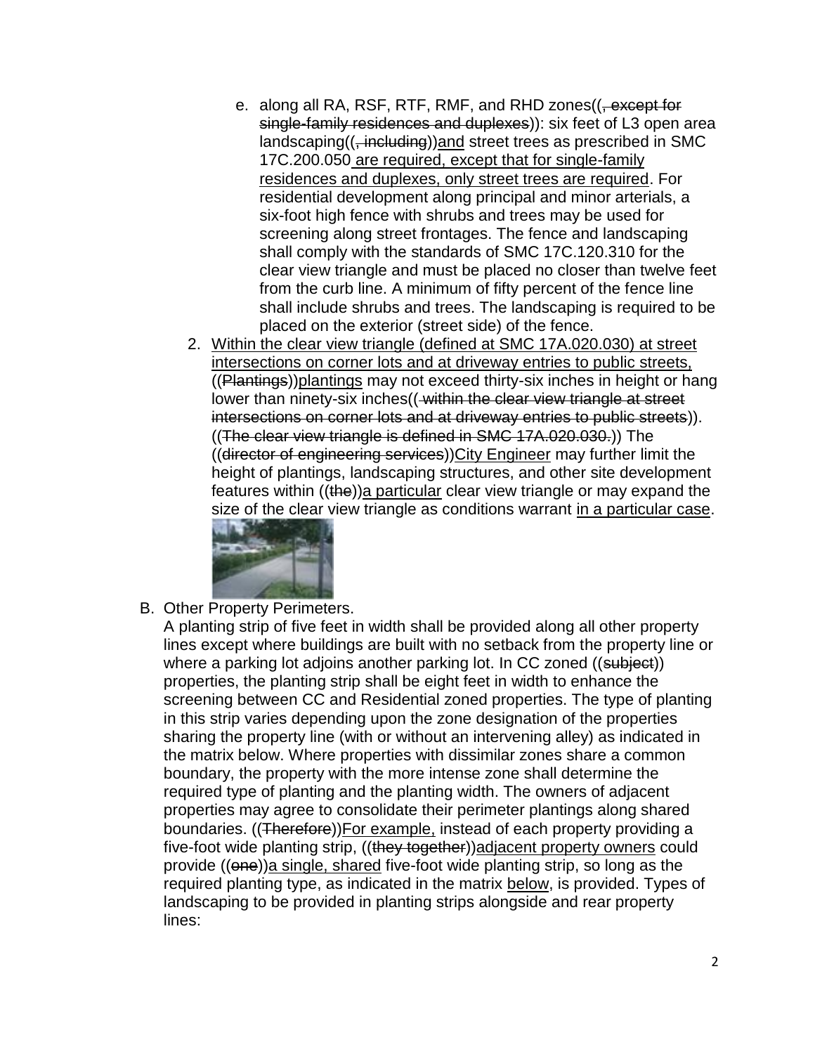e. along all RA, RSF, RTF, RMF, and RHD zones((~~, except for single-family residences and duplexes~~)): six feet of L3 open area landscaping((~~, including~~))<u>and</u> street trees as prescribed in SMC 17C.200.050<u> are required, except that for single-family residences and duplexes, only street trees are required</u>. For residential development along principal and minor arterials, a six-foot high fence with shrubs and trees may be used for screening along street frontages. The fence and landscaping shall comply with the standards of SMC 17C.120.310 for the clear view triangle and must be placed no closer than twelve feet from the curb line. A minimum of fifty percent of the fence line shall include shrubs and trees. The landscaping is required to be placed on the exterior (street side) of the fence.

2. <u>Within the clear view triangle (defined at SMC 17A.020.030) at street intersections on corner lots and at driveway entries to public streets,</u> ((~~Plantings~~))<u>plantings</u> may not exceed thirty-six inches in height or hang lower than ninety-six inches((~~ within the clear view triangle at street intersections on corner lots and at driveway entries to public streets~~)). ((~~The clear view triangle is defined in SMC 17A.020.030.~~)) The ((~~director of engineering services~~))<u>City Engineer</u> may further limit the height of plantings, landscaping structures, and other site development features within ((~~the~~))<u>a particular</u> clear view triangle or may expand the size of the clear view triangle as conditions warrant <u>in a particular case</u>.

B. Other Property Perimeters.

A planting strip of five feet in width shall be provided along all other property lines except where buildings are built with no setback from the property line or where a parking lot adjoins another parking lot. In CC zoned ((~~subject~~)) properties, the planting strip shall be eight feet in width to enhance the screening between CC and Residential zoned properties. The type of planting in this strip varies depending upon the zone designation of the properties sharing the property line (with or without an intervening alley) as indicated in the matrix below. Where properties with dissimilar zones share a common boundary, the property with the more intense zone shall determine the required type of planting and the planting width. The owners of adjacent properties may agree to consolidate their perimeter plantings along shared boundaries. ((~~Therefore~~))<u>For example,</u> instead of each property providing a five-foot wide planting strip, ((~~they together~~))<u>adjacent property owners</u> could provide ((~~one~~))<u>a single, shared</u> five-foot wide planting strip, so long as the required planting type, as indicated in the matrix <u>below</u>, is provided. Types of landscaping to be provided in planting strips alongside and rear property lines: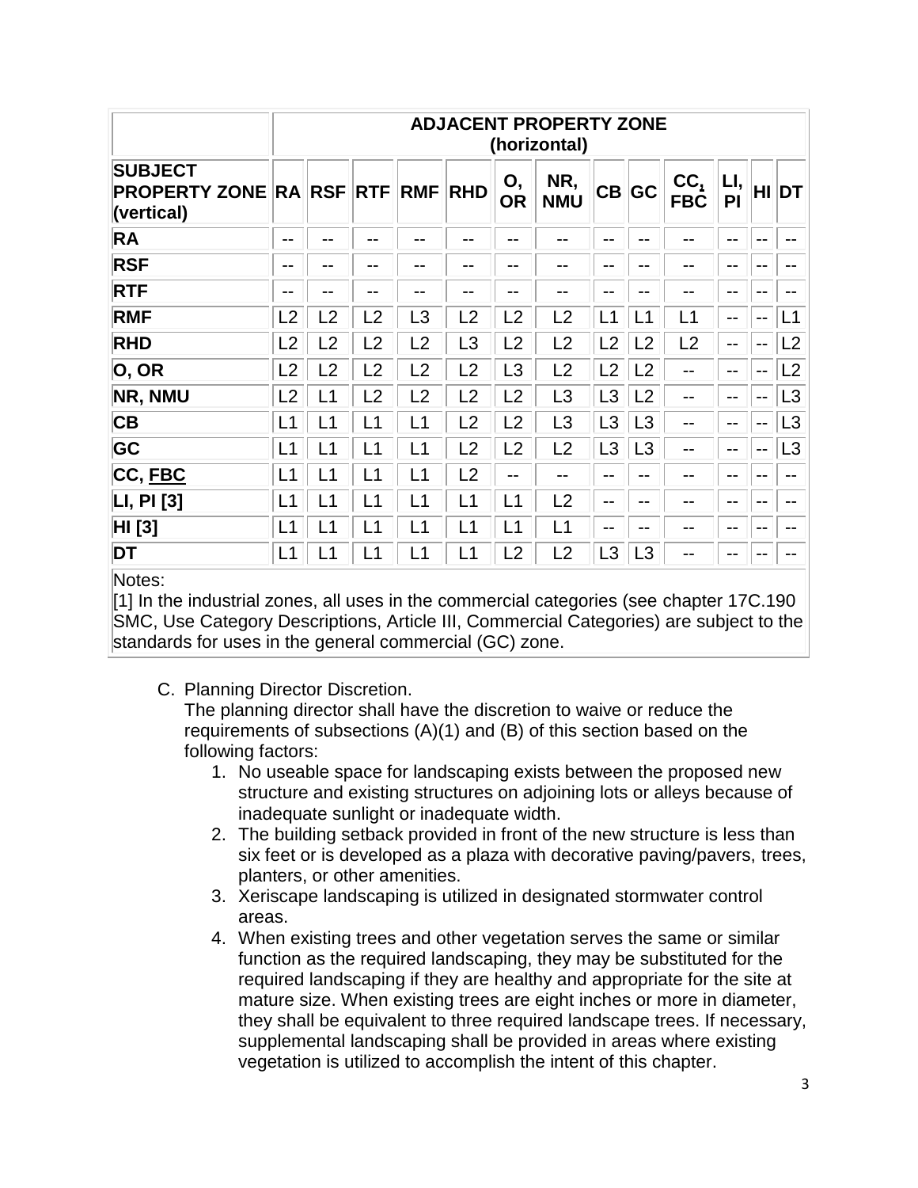| | ADJACENT PROPERTY ZONE (horizontal) | | | | | | | | | | | | |
|---|---|---|---|---|---|---|---|---|---|---|---|---|---|
| **SUBJECT PROPERTY ZONE (vertical)** | **RA** | **RSF** | **RTF** | **RMF** | **RHD** | **O, OR** | **NR, NMU** | **CB** | **GC** | **CC, FBC** | **LI, PI** | **HI** | **DT** |
| **RA** | -- | -- | -- | -- | -- | -- | -- | -- | -- | -- | -- | -- | -- |
| **RSF** | -- | -- | -- | -- | -- | -- | -- | -- | -- | -- | -- | -- | -- |
| **RTF** | -- | -- | -- | -- | -- | -- | -- | -- | -- | -- | -- | -- | -- |
| **RMF** | L2 | L2 | L2 | L3 | L2 | L2 | L2 | L1 | L1 | L1 | -- | -- | L1 |
| **RHD** | L2 | L2 | L2 | L2 | L3 | L2 | L2 | L2 | L2 | L2 | -- | -- | L2 |
| **O, OR** | L2 | L2 | L2 | L2 | L2 | L3 | L2 | L2 | L2 | -- | -- | -- | L2 |
| **NR, NMU** | L2 | L1 | L2 | L2 | L2 | L2 | L3 | L3 | L2 | -- | -- | -- | L3 |
| **CB** | L1 | L1 | L1 | L1 | L2 | L2 | L3 | L3 | L3 | -- | -- | -- | L3 |
| **GC** | L1 | L1 | L1 | L1 | L2 | L2 | L2 | L3 | L3 | -- | -- | -- | L3 |
| **CC, FBC** | L1 | L1 | L1 | L1 | L2 | -- | -- | -- | -- | -- | -- | -- | -- |
| **LI, PI [3]** | L1 | L1 | L1 | L1 | L1 | L1 | L2 | -- | -- | -- | -- | -- | -- |
| **HI [3]** | L1 | L1 | L1 | L1 | L1 | L1 | L1 | -- | -- | -- | -- | -- | -- |
| **DT** | L1 | L1 | L1 | L1 | L1 | L2 | L2 | L3 | L3 | -- | -- | -- | -- |

Notes:
[1] In the industrial zones, all uses in the commercial categories (see chapter 17C.190 SMC, Use Category Descriptions, Article III, Commercial Categories) are subject to the standards for uses in the general commercial (GC) zone.

C. Planning Director Discretion.
The planning director shall have the discretion to waive or reduce the requirements of subsections (A)(1) and (B) of this section based on the following factors:

1. No useable space for landscaping exists between the proposed new structure and existing structures on adjoining lots or alleys because of inadequate sunlight or inadequate width.
2. The building setback provided in front of the new structure is less than six feet or is developed as a plaza with decorative paving/pavers, trees, planters, or other amenities.
3. Xeriscape landscaping is utilized in designated stormwater control areas.
4. When existing trees and other vegetation serves the same or similar function as the required landscaping, they may be substituted for the required landscaping if they are healthy and appropriate for the site at mature size. When existing trees are eight inches or more in diameter, they shall be equivalent to three required landscape trees. If necessary, supplemental landscaping shall be provided in areas where existing vegetation is utilized to accomplish the intent of this chapter.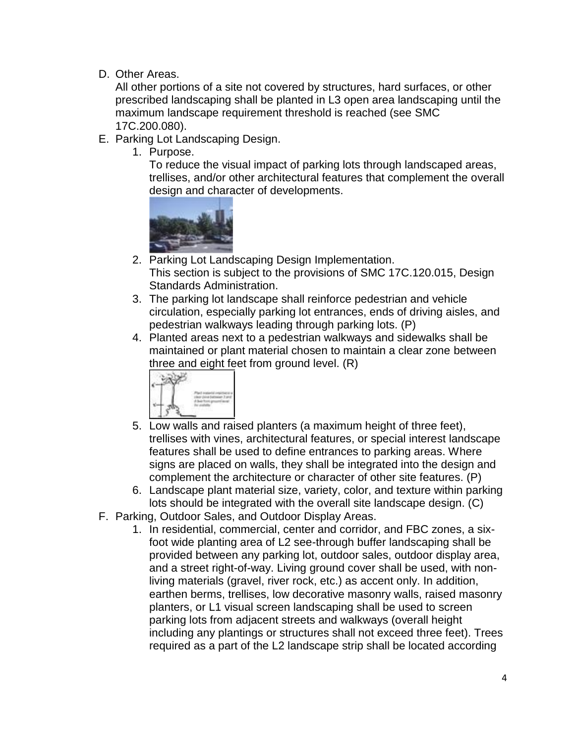D. Other Areas.
   All other portions of a site not covered by structures, hard surfaces, or other prescribed landscaping shall be planted in L3 open area landscaping until the maximum landscape requirement threshold is reached (see SMC 17C.200.080).

E. Parking Lot Landscaping Design.
   1. Purpose.
      To reduce the visual impact of parking lots through landscaped areas, trellises, and/or other architectural features that complement the overall design and character of developments.
   2. Parking Lot Landscaping Design Implementation.
      This section is subject to the provisions of SMC 17C.120.015, Design Standards Administration.
   3. The parking lot landscape shall reinforce pedestrian and vehicle circulation, especially parking lot entrances, ends of driving aisles, and pedestrian walkways leading through parking lots. (P)
   4. Planted areas next to a pedestrian walkways and sidewalks shall be maintained or plant material chosen to maintain a clear zone between three and eight feet from ground level. (R)
   5. Low walls and raised planters (a maximum height of three feet), trellises with vines, architectural features, or special interest landscape features shall be used to define entrances to parking areas. Where signs are placed on walls, they shall be integrated into the design and complement the architecture or character of other site features. (P)
   6. Landscape plant material size, variety, color, and texture within parking lots should be integrated with the overall site landscape design. (C)

F. Parking, Outdoor Sales, and Outdoor Display Areas.
   1. In residential, commercial, center and corridor, and FBC zones, a six-foot wide planting area of L2 see-through buffer landscaping shall be provided between any parking lot, outdoor sales, outdoor display area, and a street right-of-way. Living ground cover shall be used, with non-living materials (gravel, river rock, etc.) as accent only. In addition, earthen berms, trellises, low decorative masonry walls, raised masonry planters, or L1 visual screen landscaping shall be used to screen parking lots from adjacent streets and walkways (overall height including any plantings or structures shall not exceed three feet). Trees required as a part of the L2 landscape strip shall be located according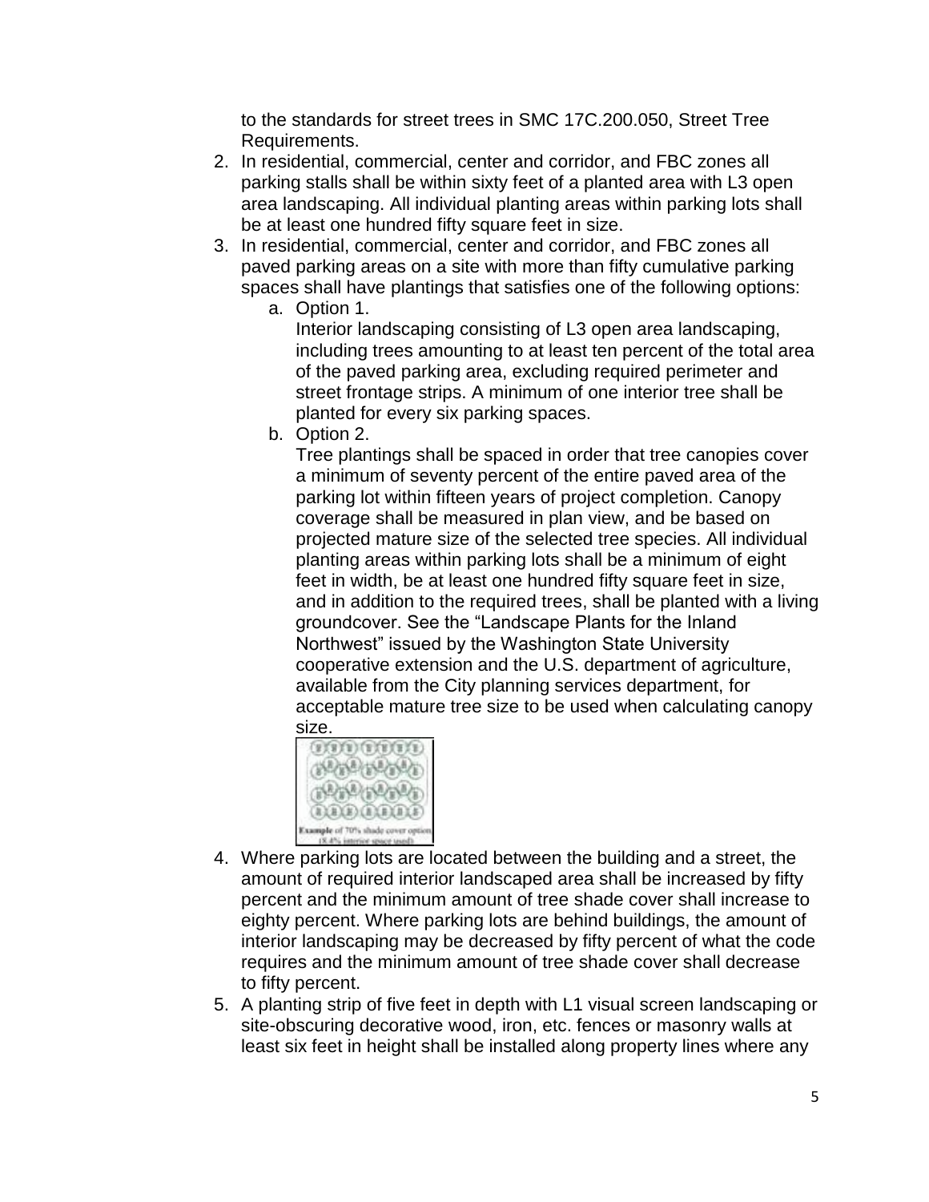to the standards for street trees in SMC 17C.200.050, Street Tree Requirements.

2. In residential, commercial, center and corridor, and FBC zones all parking stalls shall be within sixty feet of a planted area with L3 open area landscaping. All individual planting areas within parking lots shall be at least one hundred fifty square feet in size.
3. In residential, commercial, center and corridor, and FBC zones all paved parking areas on a site with more than fifty cumulative parking spaces shall have plantings that satisfies one of the following options:
   a. Option 1.
      Interior landscaping consisting of L3 open area landscaping, including trees amounting to at least ten percent of the total area of the paved parking area, excluding required perimeter and street frontage strips. A minimum of one interior tree shall be planted for every six parking spaces.
   b. Option 2.
      Tree plantings shall be spaced in order that tree canopies cover a minimum of seventy percent of the entire paved area of the parking lot within fifteen years of project completion. Canopy coverage shall be measured in plan view, and be based on projected mature size of the selected tree species. All individual planting areas within parking lots shall be a minimum of eight feet in width, be at least one hundred fifty square feet in size, and in addition to the required trees, shall be planted with a living groundcover. See the "Landscape Plants for the Inland Northwest" issued by the Washington State University cooperative extension and the U.S. department of agriculture, available from the City planning services department, for acceptable mature tree size to be used when calculating canopy size.

      **Example** of 70% shade cover option (8.4% interior space used)
4. Where parking lots are located between the building and a street, the amount of required interior landscaped area shall be increased by fifty percent and the minimum amount of tree shade cover shall increase to eighty percent. Where parking lots are behind buildings, the amount of interior landscaping may be decreased by fifty percent of what the code requires and the minimum amount of tree shade cover shall decrease to fifty percent.
5. A planting strip of five feet in depth with L1 visual screen landscaping or site-obscuring decorative wood, iron, etc. fences or masonry walls at least six feet in height shall be installed along property lines where any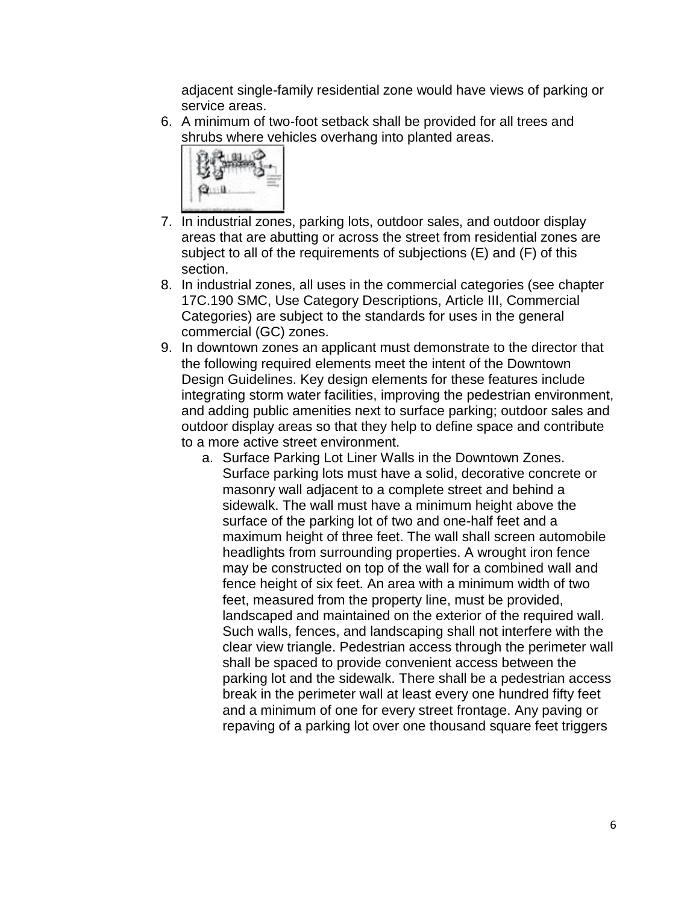adjacent single-family residential zone would have views of parking or service areas.

6. A minimum of two-foot setback shall be provided for all trees and shrubs where vehicles overhang into planted areas.
7. In industrial zones, parking lots, outdoor sales, and outdoor display areas that are abutting or across the street from residential zones are subject to all of the requirements of subjections (E) and (F) of this section.
8. In industrial zones, all uses in the commercial categories (see chapter 17C.190 SMC, Use Category Descriptions, Article III, Commercial Categories) are subject to the standards for uses in the general commercial (GC) zones.
9. In downtown zones an applicant must demonstrate to the director that the following required elements meet the intent of the Downtown Design Guidelines. Key design elements for these features include integrating storm water facilities, improving the pedestrian environment, and adding public amenities next to surface parking; outdoor sales and outdoor display areas so that they help to define space and contribute to a more active street environment.
   a. Surface Parking Lot Liner Walls in the Downtown Zones. Surface parking lots must have a solid, decorative concrete or masonry wall adjacent to a complete street and behind a sidewalk. The wall must have a minimum height above the surface of the parking lot of two and one-half feet and a maximum height of three feet. The wall shall screen automobile headlights from surrounding properties. A wrought iron fence may be constructed on top of the wall for a combined wall and fence height of six feet. An area with a minimum width of two feet, measured from the property line, must be provided, landscaped and maintained on the exterior of the required wall. Such walls, fences, and landscaping shall not interfere with the clear view triangle. Pedestrian access through the perimeter wall shall be spaced to provide convenient access between the parking lot and the sidewalk. There shall be a pedestrian access break in the perimeter wall at least every one hundred fifty feet and a minimum of one for every street frontage. Any paving or repaving of a parking lot over one thousand square feet triggers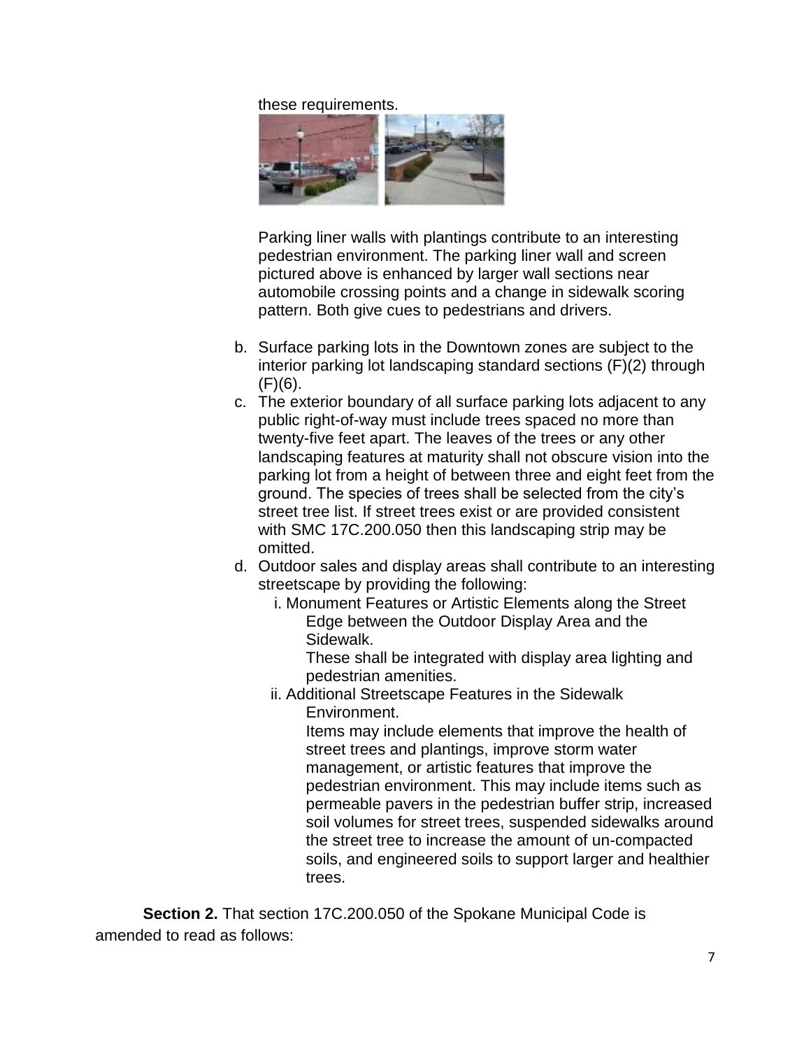these requirements.

Parking liner walls with plantings contribute to an interesting pedestrian environment. The parking liner wall and screen pictured above is enhanced by larger wall sections near automobile crossing points and a change in sidewalk scoring pattern. Both give cues to pedestrians and drivers.

b. Surface parking lots in the Downtown zones are subject to the interior parking lot landscaping standard sections (F)(2) through (F)(6).
c. The exterior boundary of all surface parking lots adjacent to any public right-of-way must include trees spaced no more than twenty-five feet apart. The leaves of the trees or any other landscaping features at maturity shall not obscure vision into the parking lot from a height of between three and eight feet from the ground. The species of trees shall be selected from the city's street tree list. If street trees exist or are provided consistent with SMC 17C.200.050 then this landscaping strip may be omitted.
d. Outdoor sales and display areas shall contribute to an interesting streetscape by providing the following:
   i. Monument Features or Artistic Elements along the Street Edge between the Outdoor Display Area and the Sidewalk.
      These shall be integrated with display area lighting and pedestrian amenities.
   ii. Additional Streetscape Features in the Sidewalk Environment.
      Items may include elements that improve the health of street trees and plantings, improve storm water management, or artistic features that improve the pedestrian environment. This may include items such as permeable pavers in the pedestrian buffer strip, increased soil volumes for street trees, suspended sidewalks around the street tree to increase the amount of un-compacted soils, and engineered soils to support larger and healthier trees.

**Section 2.** That section 17C.200.050 of the Spokane Municipal Code is amended to read as follows: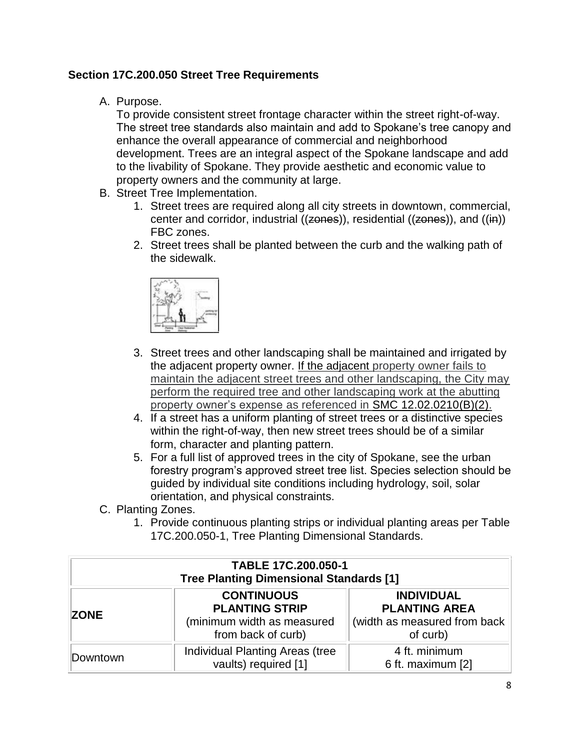**Section 17C.200.050 Street Tree Requirements**

A. Purpose.
   To provide consistent street frontage character within the street right-of-way. The street tree standards also maintain and add to Spokane's tree canopy and enhance the overall appearance of commercial and neighborhood development. Trees are an integral aspect of the Spokane landscape and add to the livability of Spokane. They provide aesthetic and economic value to property owners and the community at large.

B. Street Tree Implementation.
   1. Street trees are required along all city streets in downtown, commercial, center and corridor, industrial ((~~zones~~)), residential ((~~zones~~)), and ((~~in~~)) FBC zones.
   2. Street trees shall be planted between the curb and the walking path of the sidewalk.
   3. Street trees and other landscaping shall be maintained and irrigated by the adjacent property owner. <u>If the adjacent property owner fails to maintain the adjacent street trees and other landscaping, the City may perform the required tree and other landscaping work at the abutting property owner's expense as referenced in SMC 12.02.0210(B)(2).</u>
   4. If a street has a uniform planting of street trees or a distinctive species within the right-of-way, then new street trees should be of a similar form, character and planting pattern.
   5. For a full list of approved trees in the city of Spokane, see the urban forestry program's approved street tree list. Species selection should be guided by individual site conditions including hydrology, soil, solar orientation, and physical constraints.

C. Planting Zones.
   1. Provide continuous planting strips or individual planting areas per Table 17C.200.050-1, Tree Planting Dimensional Standards.

| TABLE 17C.200.050-1 Tree Planting Dimensional Standards [1] | | |
|---|---|---|
| **ZONE** | **CONTINUOUS PLANTING STRIP** (minimum width as measured from back of curb) | **INDIVIDUAL PLANTING AREA** (width as measured from back of curb) |
| Downtown | Individual Planting Areas (tree vaults) required [1] | 4 ft. minimum<br>6 ft. maximum [2] |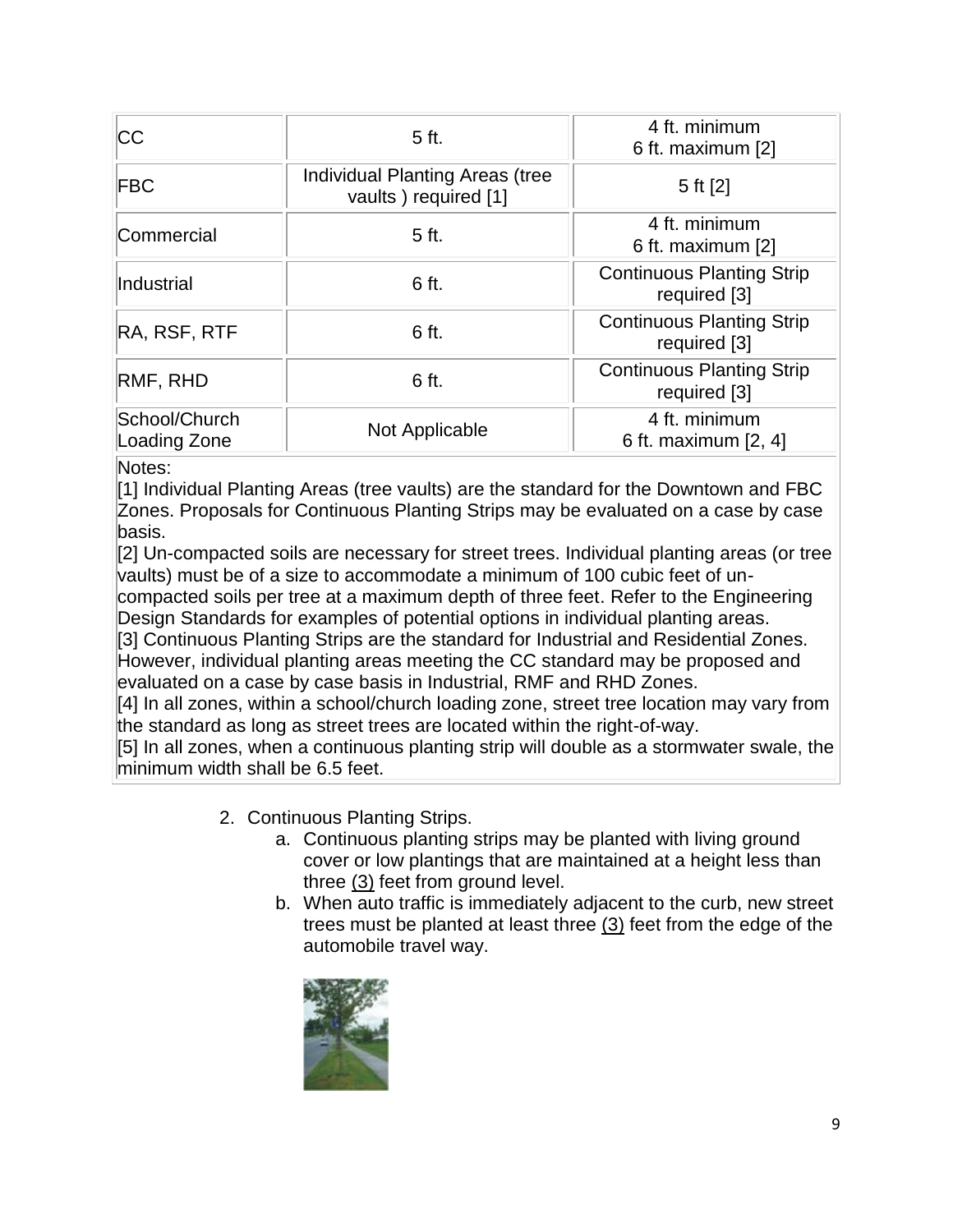| CC | 5 ft. | 4 ft. minimum 6 ft. maximum [2] |
|---|---|---|
| FBC | Individual Planting Areas (tree vaults ) required [1] | 5 ft [2] |
| Commercial | 5 ft. | 4 ft. minimum 6 ft. maximum [2] |
| Industrial | 6 ft. | Continuous Planting Strip required [3] |
| RA, RSF, RTF | 6 ft. | Continuous Planting Strip required [3] |
| RMF, RHD | 6 ft. | Continuous Planting Strip required [3] |
| School/Church Loading Zone | Not Applicable | 4 ft. minimum 6 ft. maximum [2, 4] |

Notes:
[1] Individual Planting Areas (tree vaults) are the standard for the Downtown and FBC Zones. Proposals for Continuous Planting Strips may be evaluated on a case by case basis.
[2] Un-compacted soils are necessary for street trees. Individual planting areas (or tree vaults) must be of a size to accommodate a minimum of 100 cubic feet of un-compacted soils per tree at a maximum depth of three feet. Refer to the Engineering Design Standards for examples of potential options in individual planting areas.
[3] Continuous Planting Strips are the standard for Industrial and Residential Zones. However, individual planting areas meeting the CC standard may be proposed and evaluated on a case by case basis in Industrial, RMF and RHD Zones.
[4] In all zones, within a school/church loading zone, street tree location may vary from the standard as long as street trees are located within the right-of-way.
[5] In all zones, when a continuous planting strip will double as a stormwater swale, the minimum width shall be 6.5 feet.

2. Continuous Planting Strips.
    a. Continuous planting strips may be planted with living ground cover or low plantings that are maintained at a height less than three (3) feet from ground level.
    b. When auto traffic is immediately adjacent to the curb, new street trees must be planted at least three (3) feet from the edge of the automobile travel way.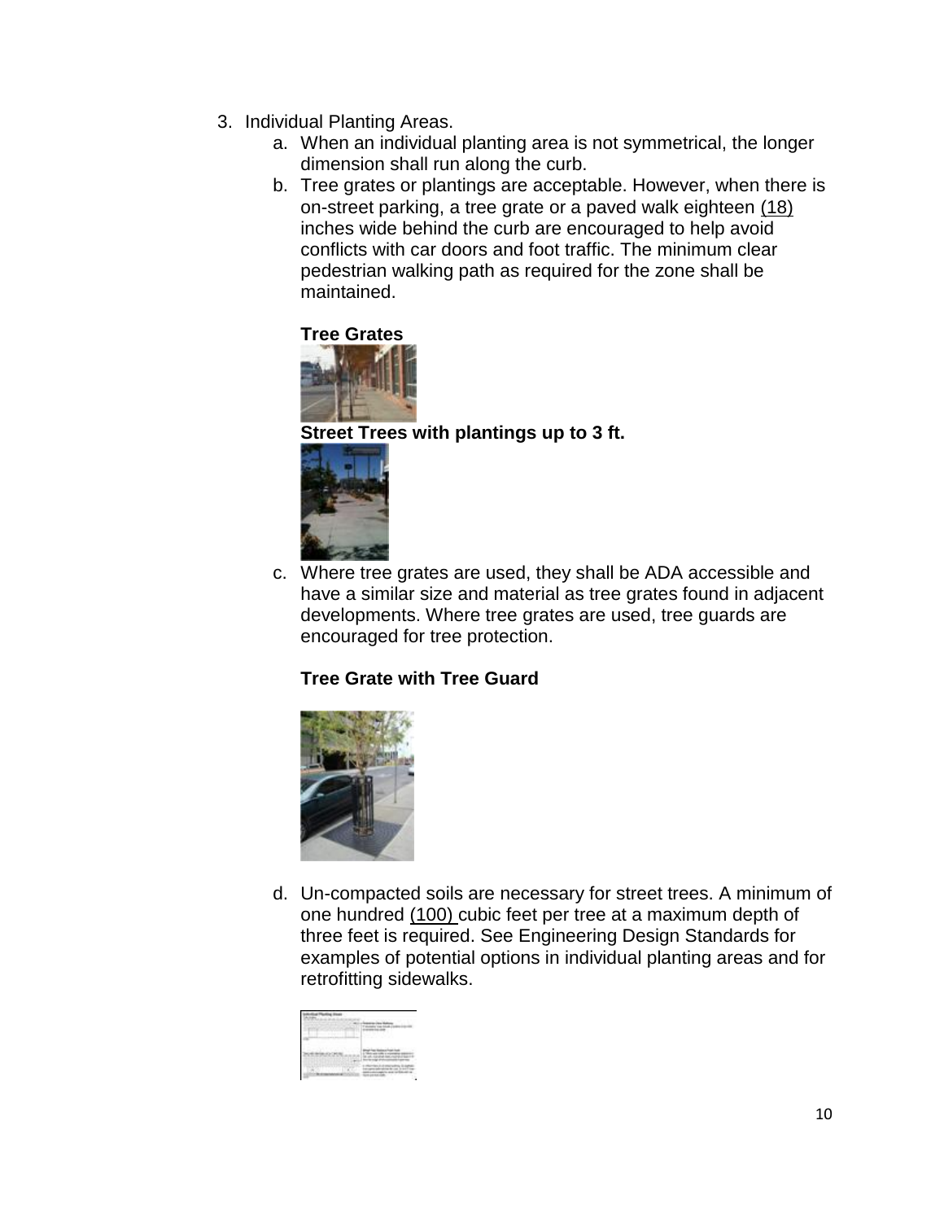3. Individual Planting Areas.
    a. When an individual planting area is not symmetrical, the longer dimension shall run along the curb.
    b. Tree grates or plantings are acceptable. However, when there is on-street parking, a tree grate or a paved walk eighteen (18) inches wide behind the curb are encouraged to help avoid conflicts with car doors and foot traffic. The minimum clear pedestrian walking path as required for the zone shall be maintained.

    **Tree Grates**

    **Street Trees with plantings up to 3 ft.**

    c. Where tree grates are used, they shall be ADA accessible and have a similar size and material as tree grates found in adjacent developments. Where tree grates are used, tree guards are encouraged for tree protection.

    **Tree Grate with Tree Guard**

    d. Un-compacted soils are necessary for street trees. A minimum of one hundred (100) cubic feet per tree at a maximum depth of three feet is required. See Engineering Design Standards for examples of potential options in individual planting areas and for retrofitting sidewalks.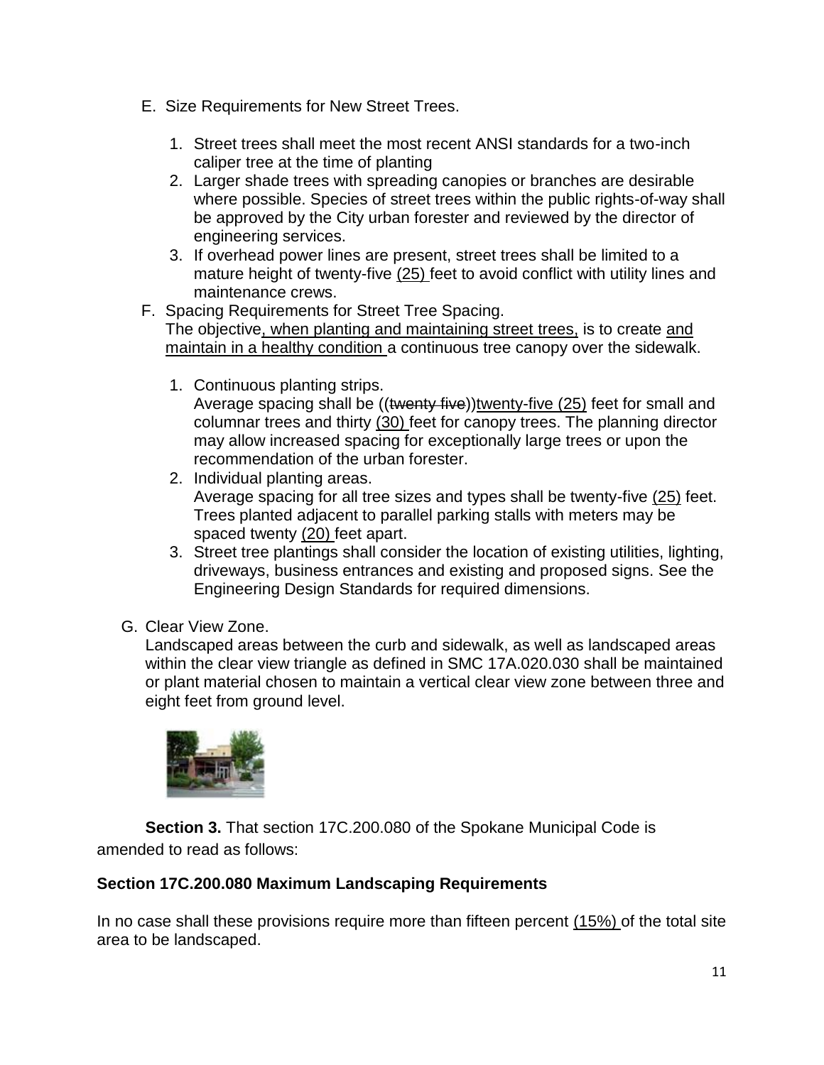E. Size Requirements for New Street Trees.

1. Street trees shall meet the most recent ANSI standards for a two-inch caliper tree at the time of planting
2. Larger shade trees with spreading canopies or branches are desirable where possible. Species of street trees within the public rights-of-way shall be approved by the City urban forester and reviewed by the director of engineering services.
3. If overhead power lines are present, street trees shall be limited to a mature height of twenty-five <u>(25)</u> feet to avoid conflict with utility lines and maintenance crews.

F. Spacing Requirements for Street Tree Spacing.
The objective<u>, when planting and maintaining street trees,</u> is to create <u>and maintain in a healthy condition</u> a continuous tree canopy over the sidewalk.

1. Continuous planting strips.
Average spacing shall be ((~~twenty five~~))<u>twenty-five (25)</u> feet for small and columnar trees and thirty <u>(30)</u> feet for canopy trees. The planning director may allow increased spacing for exceptionally large trees or upon the recommendation of the urban forester.
2. Individual planting areas.
Average spacing for all tree sizes and types shall be twenty-five <u>(25)</u> feet. Trees planted adjacent to parallel parking stalls with meters may be spaced twenty <u>(20)</u> feet apart.
3. Street tree plantings shall consider the location of existing utilities, lighting, driveways, business entrances and existing and proposed signs. See the Engineering Design Standards for required dimensions.

G. Clear View Zone.
Landscaped areas between the curb and sidewalk, as well as landscaped areas within the clear view triangle as defined in SMC 17A.020.030 shall be maintained or plant material chosen to maintain a vertical clear view zone between three and eight feet from ground level.

**Section 3.** That section 17C.200.080 of the Spokane Municipal Code is amended to read as follows:

**Section 17C.200.080 Maximum Landscaping Requirements**

In no case shall these provisions require more than fifteen percent <u>(15%)</u> of the total site area to be landscaped.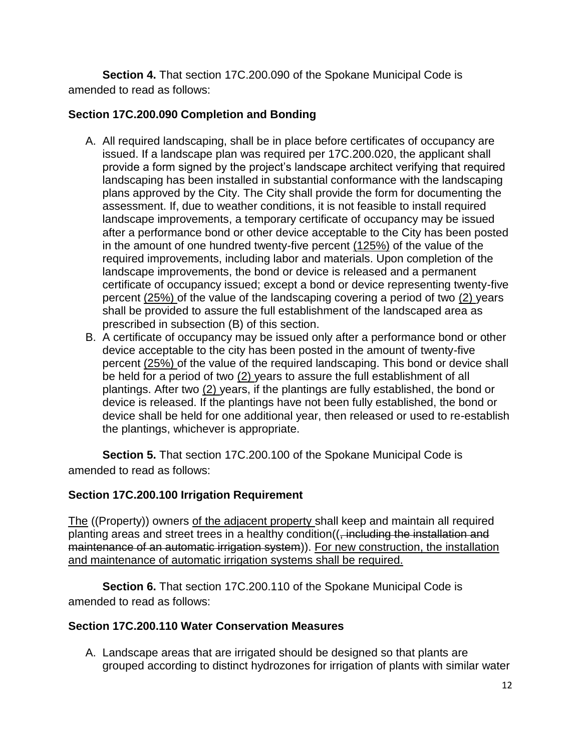**Section 4.** That section 17C.200.090 of the Spokane Municipal Code is amended to read as follows:

**Section 17C.200.090 Completion and Bonding**

A. All required landscaping, shall be in place before certificates of occupancy are issued. If a landscape plan was required per 17C.200.020, the applicant shall provide a form signed by the project's landscape architect verifying that required landscaping has been installed in substantial conformance with the landscaping plans approved by the City. The City shall provide the form for documenting the assessment. If, due to weather conditions, it is not feasible to install required landscape improvements, a temporary certificate of occupancy may be issued after a performance bond or other device acceptable to the City has been posted in the amount of one hundred twenty-five percent <u>(125%)</u> of the value of the required improvements, including labor and materials. Upon completion of the landscape improvements, the bond or device is released and a permanent certificate of occupancy issued; except a bond or device representing twenty-five percent <u>(25%)</u> of the value of the landscaping covering a period of two <u>(2)</u> years shall be provided to assure the full establishment of the landscaped area as prescribed in subsection (B) of this section.
B. A certificate of occupancy may be issued only after a performance bond or other device acceptable to the city has been posted in the amount of twenty-five percent <u>(25%)</u> of the value of the required landscaping. This bond or device shall be held for a period of two <u>(2)</u> years to assure the full establishment of all plantings. After two <u>(2)</u> years, if the plantings are fully established, the bond or device is released. If the plantings have not been fully established, the bond or device shall be held for one additional year, then released or used to re-establish the plantings, whichever is appropriate.

**Section 5.** That section 17C.200.100 of the Spokane Municipal Code is amended to read as follows:

**Section 17C.200.100 Irrigation Requirement**

<u>The</u> ((Property)) owners <u>of the adjacent property</u> shall keep and maintain all required planting areas and street trees in a healthy condition((~~, including the installation and maintenance of an automatic irrigation system~~)). <u>For new construction, the installation and maintenance of automatic irrigation systems shall be required.</u>

**Section 6.** That section 17C.200.110 of the Spokane Municipal Code is amended to read as follows:

**Section 17C.200.110 Water Conservation Measures**

A. Landscape areas that are irrigated should be designed so that plants are grouped according to distinct hydrozones for irrigation of plants with similar water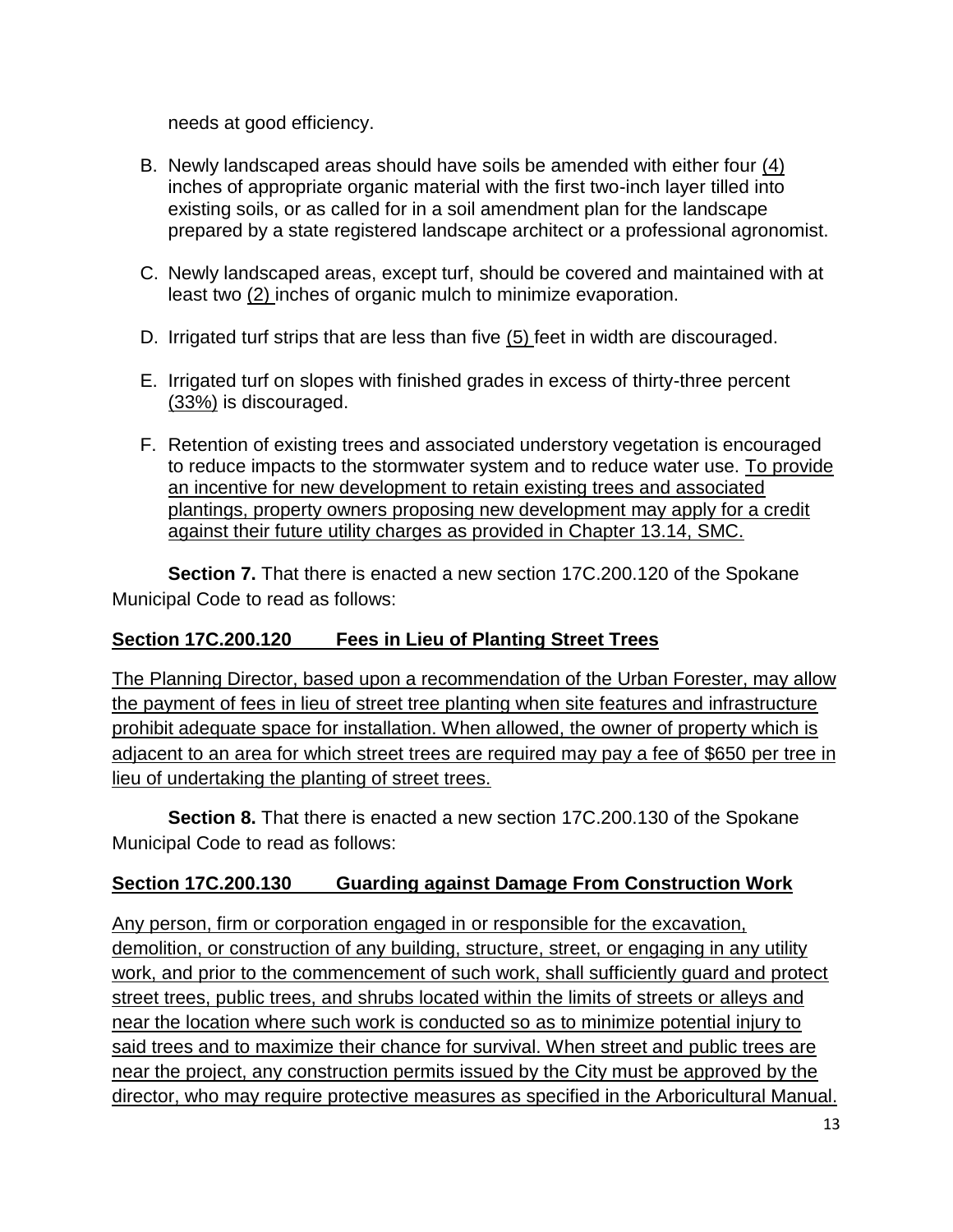needs at good efficiency.

B. Newly landscaped areas should have soils be amended with either four (4) inches of appropriate organic material with the first two-inch layer tilled into existing soils, or as called for in a soil amendment plan for the landscape prepared by a state registered landscape architect or a professional agronomist.

C. Newly landscaped areas, except turf, should be covered and maintained with at least two (2) inches of organic mulch to minimize evaporation.

D. Irrigated turf strips that are less than five (5) feet in width are discouraged.

E. Irrigated turf on slopes with finished grades in excess of thirty-three percent (33%) is discouraged.

F. Retention of existing trees and associated understory vegetation is encouraged to reduce impacts to the stormwater system and to reduce water use. To provide an incentive for new development to retain existing trees and associated plantings, property owners proposing new development may apply for a credit against their future utility charges as provided in Chapter 13.14, SMC.

**Section 7.** That there is enacted a new section 17C.200.120 of the Spokane Municipal Code to read as follows:

**Section 17C.200.120 Fees in Lieu of Planting Street Trees**

The Planning Director, based upon a recommendation of the Urban Forester, may allow the payment of fees in lieu of street tree planting when site features and infrastructure prohibit adequate space for installation. When allowed, the owner of property which is adjacent to an area for which street trees are required may pay a fee of $650 per tree in lieu of undertaking the planting of street trees.

**Section 8.** That there is enacted a new section 17C.200.130 of the Spokane Municipal Code to read as follows:

**Section 17C.200.130 Guarding against Damage From Construction Work**

Any person, firm or corporation engaged in or responsible for the excavation, demolition, or construction of any building, structure, street, or engaging in any utility work, and prior to the commencement of such work, shall sufficiently guard and protect street trees, public trees, and shrubs located within the limits of streets or alleys and near the location where such work is conducted so as to minimize potential injury to said trees and to maximize their chance for survival. When street and public trees are near the project, any construction permits issued by the City must be approved by the director, who may require protective measures as specified in the Arboricultural Manual.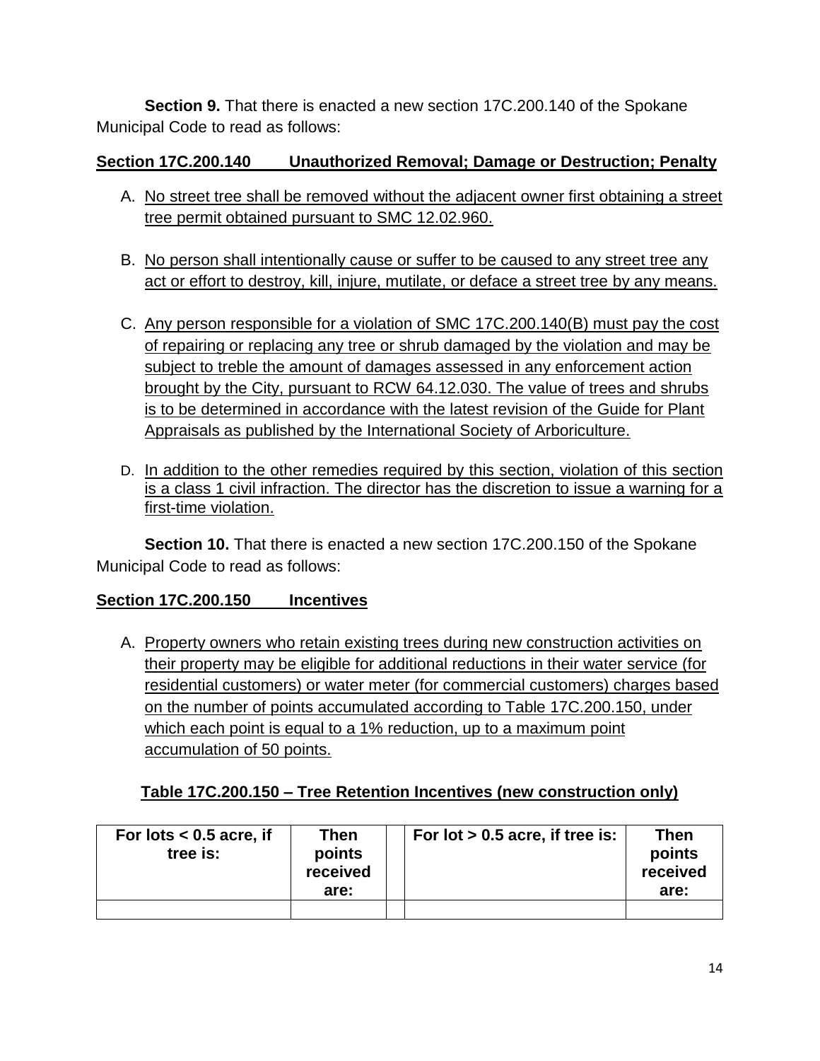**Section 9.** That there is enacted a new section 17C.200.140 of the Spokane Municipal Code to read as follows:

**Section 17C.200.140 Unauthorized Removal; Damage or Destruction; Penalty**

A. No street tree shall be removed without the adjacent owner first obtaining a street tree permit obtained pursuant to SMC 12.02.960.

B. No person shall intentionally cause or suffer to be caused to any street tree any act or effort to destroy, kill, injure, mutilate, or deface a street tree by any means.

C. Any person responsible for a violation of SMC 17C.200.140(B) must pay the cost of repairing or replacing any tree or shrub damaged by the violation and may be subject to treble the amount of damages assessed in any enforcement action brought by the City, pursuant to RCW 64.12.030. The value of trees and shrubs is to be determined in accordance with the latest revision of the Guide for Plant Appraisals as published by the International Society of Arboriculture.

D. In addition to the other remedies required by this section, violation of this section is a class 1 civil infraction. The director has the discretion to issue a warning for a first-time violation.

**Section 10.** That there is enacted a new section 17C.200.150 of the Spokane Municipal Code to read as follows:

**Section 17C.200.150 Incentives**

A. Property owners who retain existing trees during new construction activities on their property may be eligible for additional reductions in their water service (for residential customers) or water meter (for commercial customers) charges based on the number of points accumulated according to Table 17C.200.150, under which each point is equal to a 1% reduction, up to a maximum point accumulation of 50 points.

**Table 17C.200.150 – Tree Retention Incentives (new construction only)**

| For lots < 0.5 acre, if tree is: | Then points received are: | | For lot > 0.5 acre, if tree is: | Then points received are: |
|---|---|---|---|---|
| | | | | |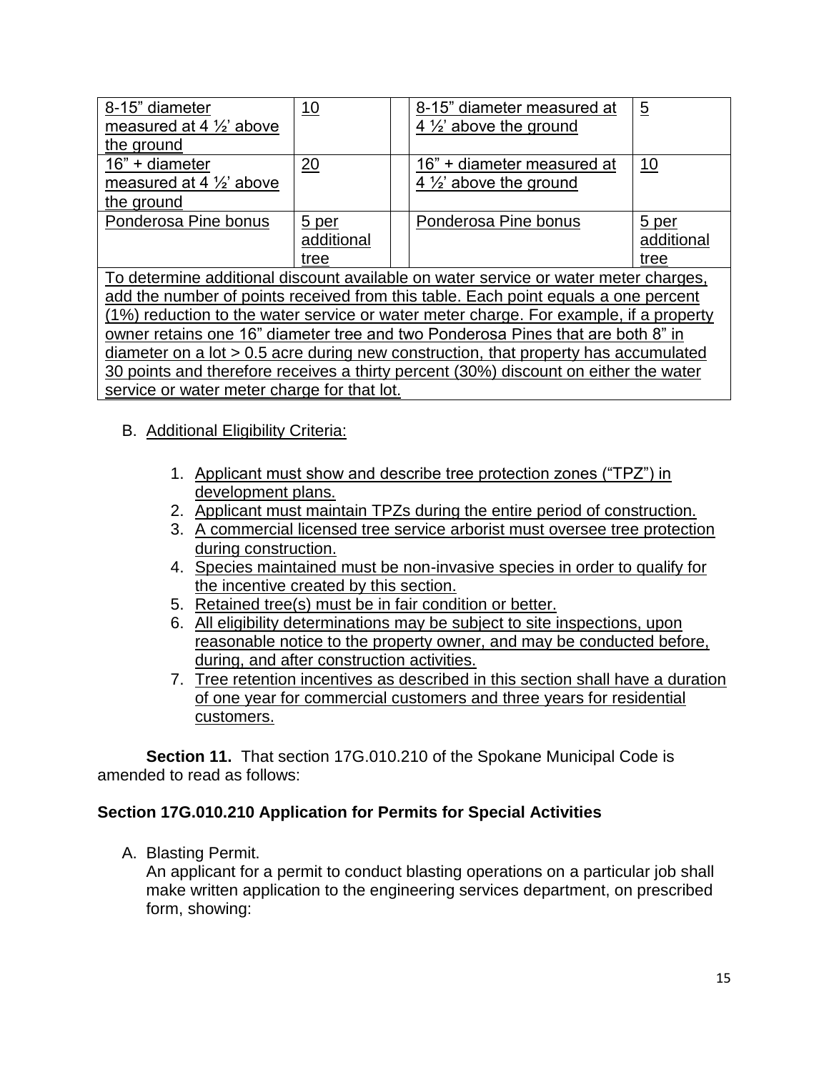| | | | | |
|---|---|---|---|---|
| 8-15" diameter measured at 4 ½' above the ground | 10 | | 8-15" diameter measured at 4 ½' above the ground | 5 |
| 16" + diameter measured at 4 ½' above the ground | 20 | | 16" + diameter measured at 4 ½' above the ground | 10 |
| Ponderosa Pine bonus | 5 per additional tree | | Ponderosa Pine bonus | 5 per additional tree |
| To determine additional discount available on water service or water meter charges, add the number of points received from this table. Each point equals a one percent (1%) reduction to the water service or water meter charge. For example, if a property owner retains one 16" diameter tree and two Ponderosa Pines that are both 8" in diameter on a lot > 0.5 acre during new construction, that property has accumulated 30 points and therefore receives a thirty percent (30%) discount on either the water service or water meter charge for that lot. | | | | |

B. Additional Eligibility Criteria:

1. Applicant must show and describe tree protection zones ("TPZ") in development plans.
2. Applicant must maintain TPZs during the entire period of construction.
3. A commercial licensed tree service arborist must oversee tree protection during construction.
4. Species maintained must be non-invasive species in order to qualify for the incentive created by this section.
5. Retained tree(s) must be in fair condition or better.
6. All eligibility determinations may be subject to site inspections, upon reasonable notice to the property owner, and may be conducted before, during, and after construction activities.
7. Tree retention incentives as described in this section shall have a duration of one year for commercial customers and three years for residential customers.

**Section 11.** That section 17G.010.210 of the Spokane Municipal Code is amended to read as follows:

### Section 17G.010.210 Application for Permits for Special Activities

A. Blasting Permit.
An applicant for a permit to conduct blasting operations on a particular job shall make written application to the engineering services department, on prescribed form, showing: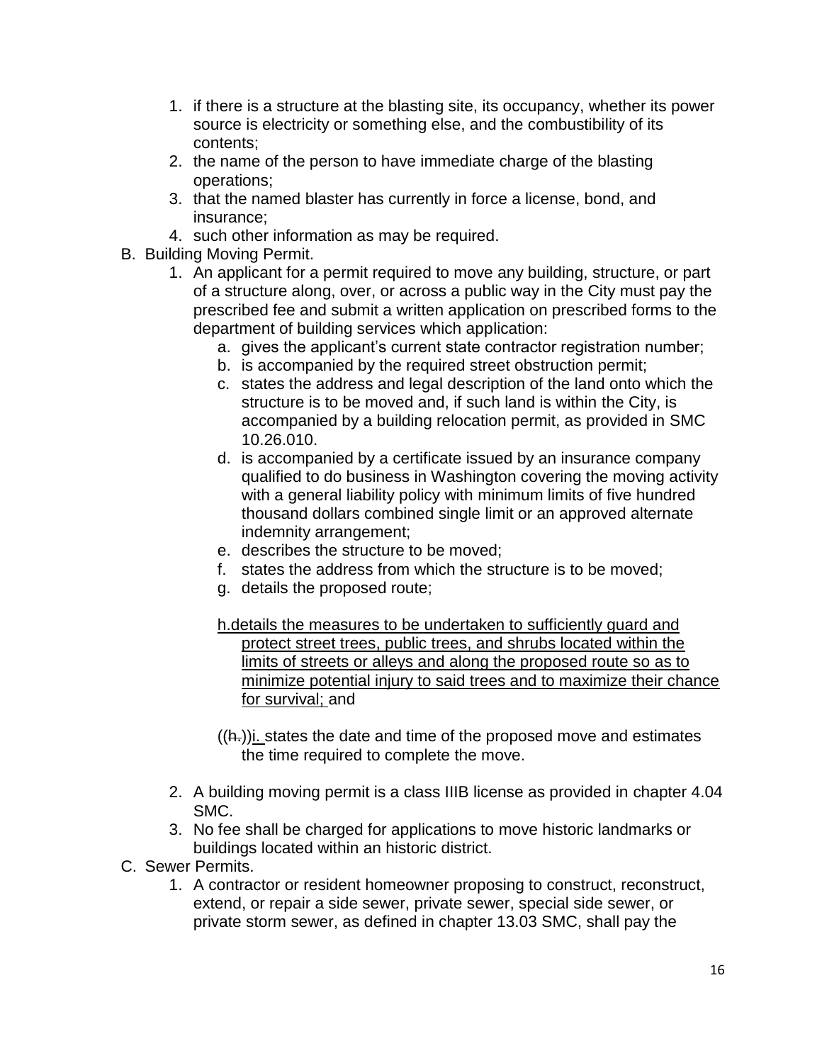1. if there is a structure at the blasting site, its occupancy, whether its power source is electricity or something else, and the combustibility of its contents;
2. the name of the person to have immediate charge of the blasting operations;
3. that the named blaster has currently in force a license, bond, and insurance;
4. such other information as may be required.

B. Building Moving Permit.

1. An applicant for a permit required to move any building, structure, or part of a structure along, over, or across a public way in the City must pay the prescribed fee and submit a written application on prescribed forms to the department of building services which application:
   a. gives the applicant's current state contractor registration number;
   b. is accompanied by the required street obstruction permit;
   c. states the address and legal description of the land onto which the structure is to be moved and, if such land is within the City, is accompanied by a building relocation permit, as provided in SMC 10.26.010.
   d. is accompanied by a certificate issued by an insurance company qualified to do business in Washington covering the moving activity with a general liability policy with minimum limits of five hundred thousand dollars combined single limit or an approved alternate indemnity arrangement;
   e. describes the structure to be moved;
   f. states the address from which the structure is to be moved;
   g. details the proposed route;

   <u>h.details the measures to be undertaken to sufficiently guard and protect street trees, public trees, and shrubs located within the limits of streets or alleys and along the proposed route so as to minimize potential injury to said trees and to maximize their chance for survival;</u> and

   ((~~h.~~))<u>i.</u> states the date and time of the proposed move and estimates the time required to complete the move.

2. A building moving permit is a class IIIB license as provided in chapter 4.04 SMC.
3. No fee shall be charged for applications to move historic landmarks or buildings located within an historic district.

C. Sewer Permits.

1. A contractor or resident homeowner proposing to construct, reconstruct, extend, or repair a side sewer, private sewer, special side sewer, or private storm sewer, as defined in chapter 13.03 SMC, shall pay the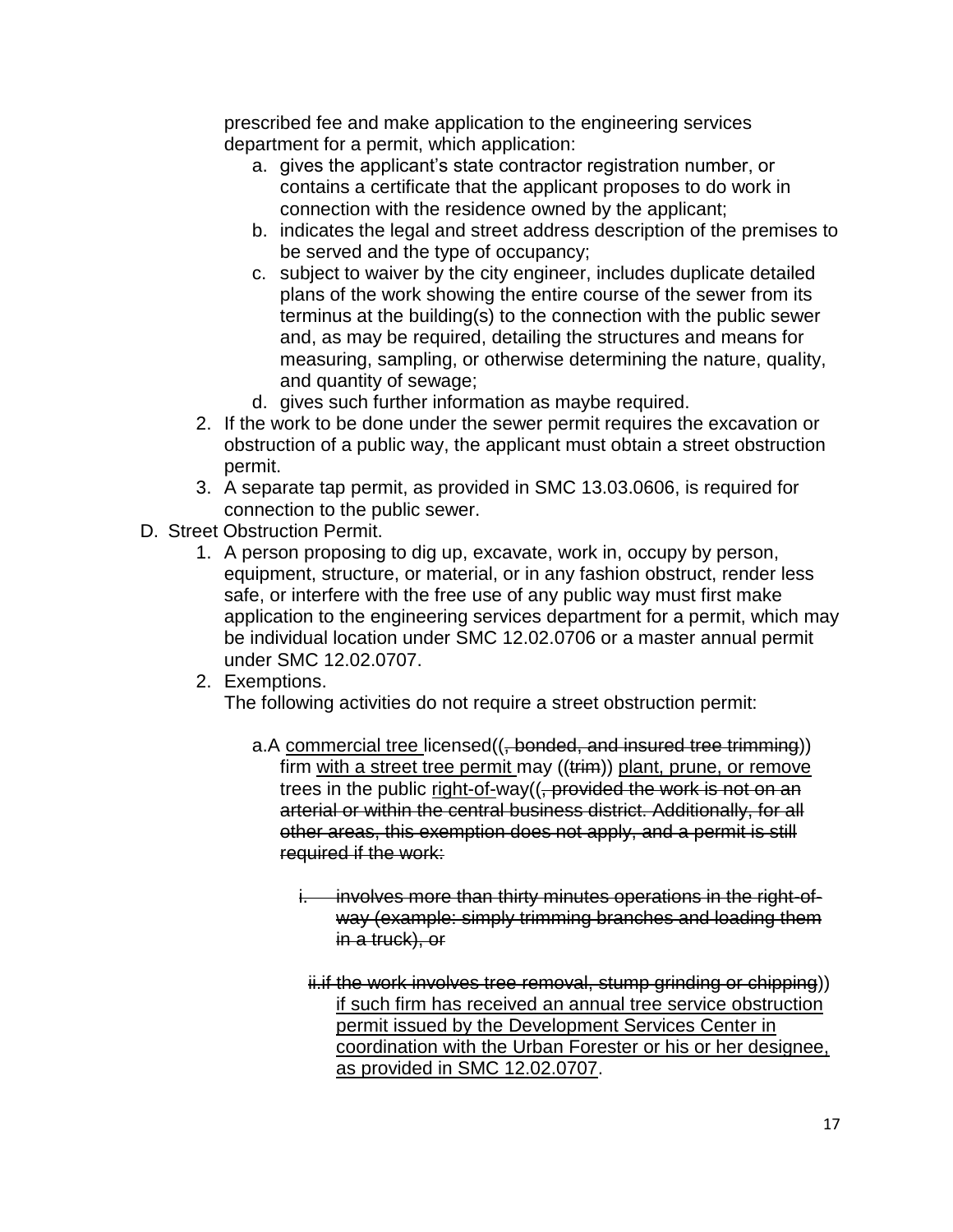prescribed fee and make application to the engineering services department for a permit, which application:

   a. gives the applicant's state contractor registration number, or contains a certificate that the applicant proposes to do work in connection with the residence owned by the applicant;
   b. indicates the legal and street address description of the premises to be served and the type of occupancy;
   c. subject to waiver by the city engineer, includes duplicate detailed plans of the work showing the entire course of the sewer from its terminus at the building(s) to the connection with the public sewer and, as may be required, detailing the structures and means for measuring, sampling, or otherwise determining the nature, quality, and quantity of sewage;
   d. gives such further information as maybe required.

2. If the work to be done under the sewer permit requires the excavation or obstruction of a public way, the applicant must obtain a street obstruction permit.
3. A separate tap permit, as provided in SMC 13.03.0606, is required for connection to the public sewer.

D. Street Obstruction Permit.

1. A person proposing to dig up, excavate, work in, occupy by person, equipment, structure, or material, or in any fashion obstruct, render less safe, or interfere with the free use of any public way must first make application to the engineering services department for a permit, which may be individual location under SMC 12.02.0706 or a master annual permit under SMC 12.02.0707.
2. Exemptions.

   The following activities do not require a street obstruction permit:

   a. A <u>commercial tree</u> licensed((~~, bonded, and insured tree trimming~~)) firm <u>with a street tree permit</u> may ((~~trim~~)) <u>plant, prune, or remove</u> trees in the public <u>right-of-</u>way((~~, provided the work is not on an arterial or within the central business district. Additionally, for all other areas, this exemption does not apply, and a permit is still required if the work:~~

      ~~i. involves more than thirty minutes operations in the right-of-way (example: simply trimming branches and loading them in a truck), or~~

      ~~ii. if the work involves tree removal, stump grinding or chipping~~)) <u>if such firm has received an annual tree service obstruction permit issued by the Development Services Center in coordination with the Urban Forester or his or her designee, as provided in SMC 12.02.0707</u>.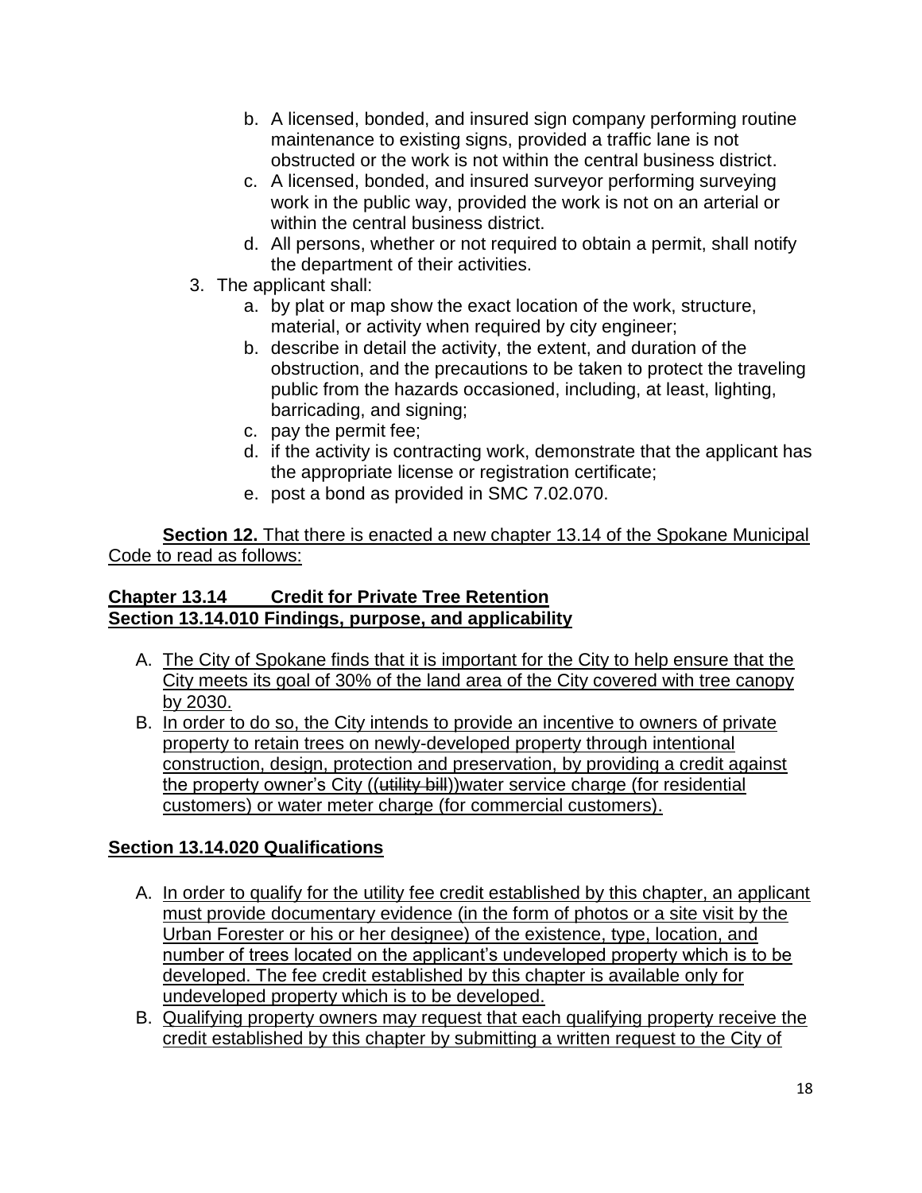b. A licensed, bonded, and insured sign company performing routine maintenance to existing signs, provided a traffic lane is not obstructed or the work is not within the central business district.
c. A licensed, bonded, and insured surveyor performing surveying work in the public way, provided the work is not on an arterial or within the central business district.
d. All persons, whether or not required to obtain a permit, shall notify the department of their activities.

3. The applicant shall:
   a. by plat or map show the exact location of the work, structure, material, or activity when required by city engineer;
   b. describe in detail the activity, the extent, and duration of the obstruction, and the precautions to be taken to protect the traveling public from the hazards occasioned, including, at least, lighting, barricading, and signing;
   c. pay the permit fee;
   d. if the activity is contracting work, demonstrate that the applicant has the appropriate license or registration certificate;
   e. post a bond as provided in SMC 7.02.070.

**Section 12.** That there is enacted a new chapter 13.14 of the Spokane Municipal Code to read as follows:

**Chapter 13.14 Credit for Private Tree Retention**
**Section 13.14.010 Findings, purpose, and applicability**

A. The City of Spokane finds that it is important for the City to help ensure that the City meets its goal of 30% of the land area of the City covered with tree canopy by 2030.
B. In order to do so, the City intends to provide an incentive to owners of private property to retain trees on newly-developed property through intentional construction, design, protection and preservation, by providing a credit against the property owner's City ((~~utility bill~~))water service charge (for residential customers) or water meter charge (for commercial customers).

**Section 13.14.020 Qualifications**

A. In order to qualify for the utility fee credit established by this chapter, an applicant must provide documentary evidence (in the form of photos or a site visit by the Urban Forester or his or her designee) of the existence, type, location, and number of trees located on the applicant's undeveloped property which is to be developed. The fee credit established by this chapter is available only for undeveloped property which is to be developed.
B. Qualifying property owners may request that each qualifying property receive the credit established by this chapter by submitting a written request to the City of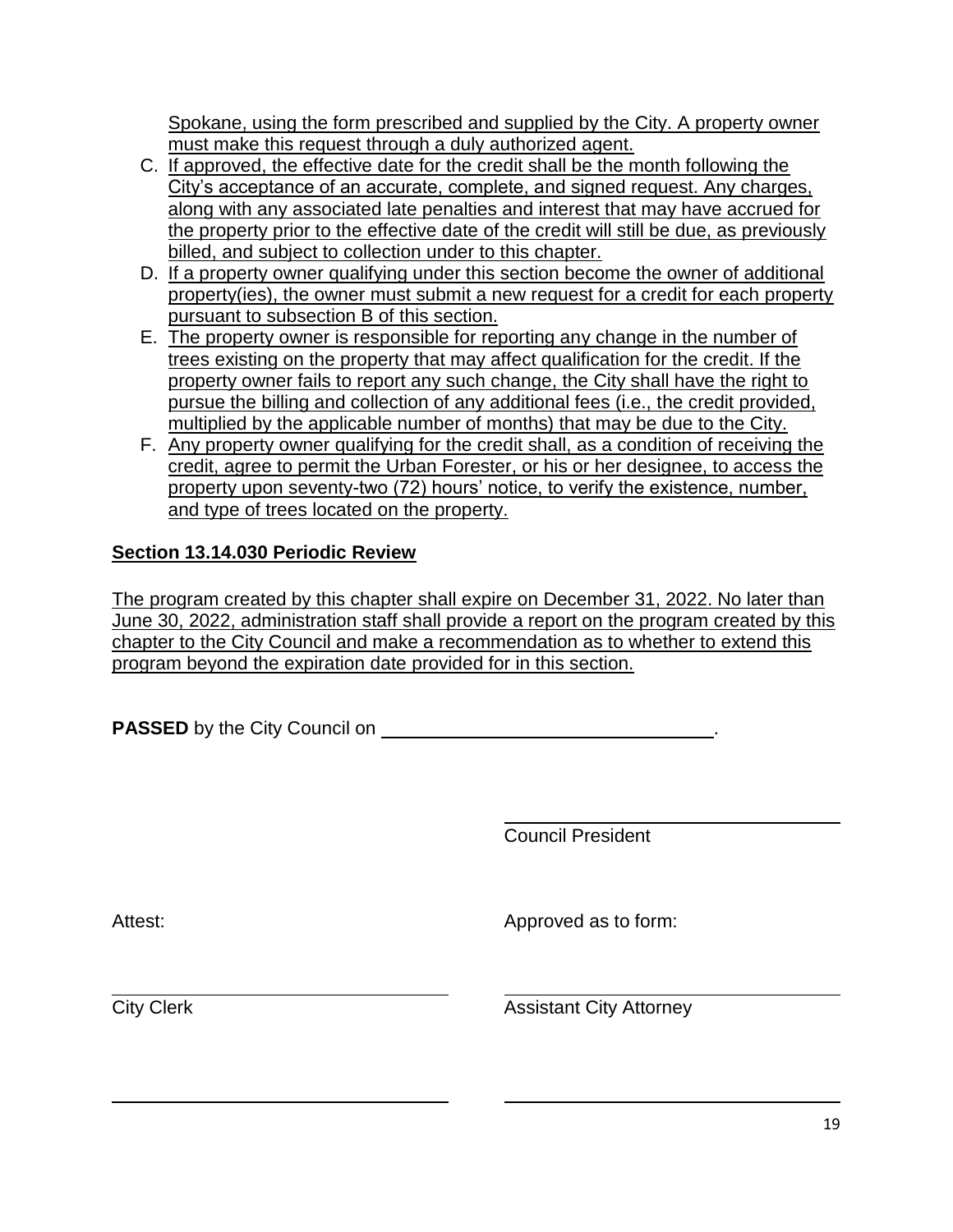Spokane, using the form prescribed and supplied by the City. A property owner must make this request through a duly authorized agent.

C. If approved, the effective date for the credit shall be the month following the City's acceptance of an accurate, complete, and signed request. Any charges, along with any associated late penalties and interest that may have accrued for the property prior to the effective date of the credit will still be due, as previously billed, and subject to collection under to this chapter.
D. If a property owner qualifying under this section become the owner of additional property(ies), the owner must submit a new request for a credit for each property pursuant to subsection B of this section.
E. The property owner is responsible for reporting any change in the number of trees existing on the property that may affect qualification for the credit. If the property owner fails to report any such change, the City shall have the right to pursue the billing and collection of any additional fees (i.e., the credit provided, multiplied by the applicable number of months) that may be due to the City.
F. Any property owner qualifying for the credit shall, as a condition of receiving the credit, agree to permit the Urban Forester, or his or her designee, to access the property upon seventy-two (72) hours' notice, to verify the existence, number, and type of trees located on the property.

**Section 13.14.030 Periodic Review**

The program created by this chapter shall expire on December 31, 2022. No later than June 30, 2022, administration staff shall provide a report on the program created by this chapter to the City Council and make a recommendation as to whether to extend this program beyond the expiration date provided for in this section.

**PASSED** by the City Council on ________________________________.

________________________________
Council President

Attest: Approved as to form:

________________________________ ________________________________
City Clerk Assistant City Attorney

________________________________ ________________________________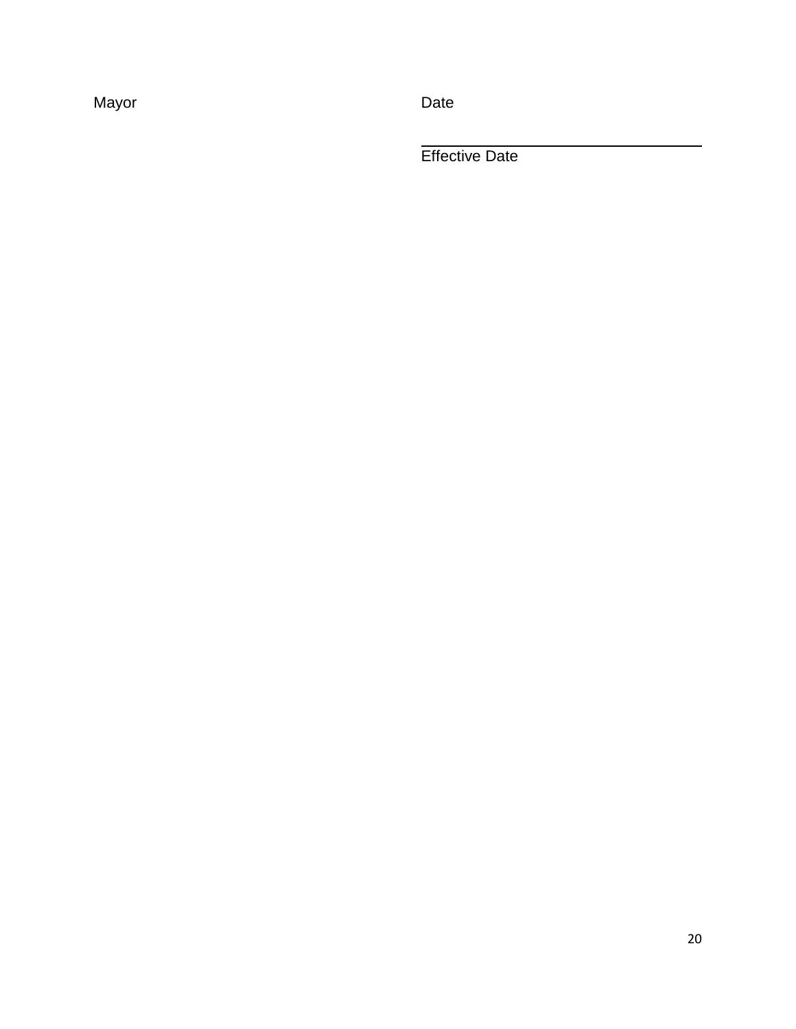Mayor

Date

______________________________

Effective Date